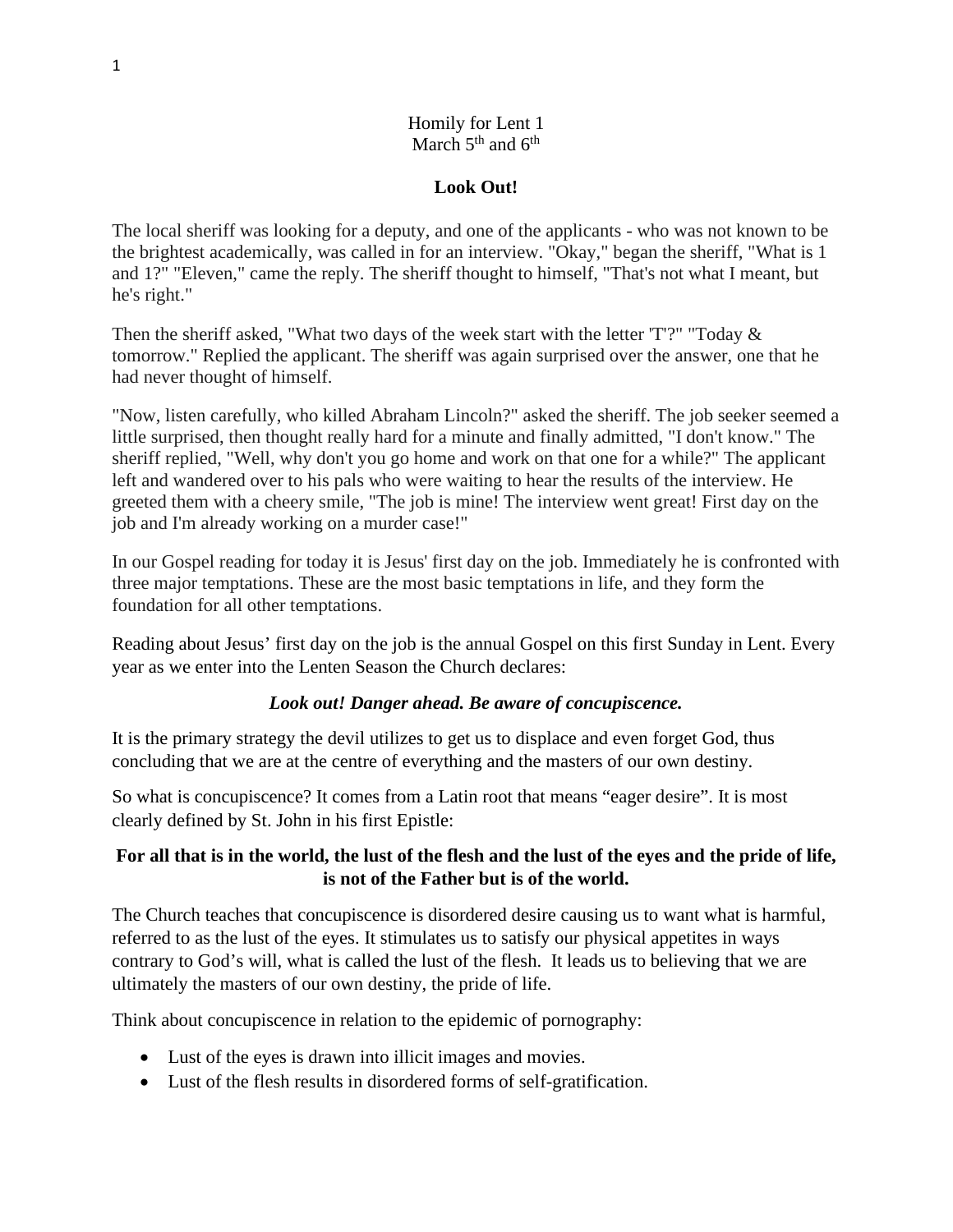Homily for Lent 1
March 5th and 6th

**Look Out!**

The local sheriff was looking for a deputy, and one of the applicants - who was not known to be the brightest academically, was called in for an interview. "Okay," began the sheriff, "What is 1 and 1?" "Eleven," came the reply. The sheriff thought to himself, "That's not what I meant, but he's right."

Then the sheriff asked, "What two days of the week start with the letter 'T'?" "Today & tomorrow." Replied the applicant. The sheriff was again surprised over the answer, one that he had never thought of himself.

"Now, listen carefully, who killed Abraham Lincoln?" asked the sheriff. The job seeker seemed a little surprised, then thought really hard for a minute and finally admitted, "I don't know." The sheriff replied, "Well, why don't you go home and work on that one for a while?" The applicant left and wandered over to his pals who were waiting to hear the results of the interview. He greeted them with a cheery smile, "The job is mine! The interview went great! First day on the job and I'm already working on a murder case!"

In our Gospel reading for today it is Jesus' first day on the job. Immediately he is confronted with three major temptations. These are the most basic temptations in life, and they form the foundation for all other temptations.

Reading about Jesus' first day on the job is the annual Gospel on this first Sunday in Lent. Every year as we enter into the Lenten Season the Church declares:

***Look out! Danger ahead. Be aware of concupiscence.***

It is the primary strategy the devil utilizes to get us to displace and even forget God, thus concluding that we are at the centre of everything and the masters of our own destiny.

So what is concupiscence? It comes from a Latin root that means "eager desire". It is most clearly defined by St. John in his first Epistle:

**For all that is in the world, the lust of the flesh and the lust of the eyes and the pride of life, is not of the Father but is of the world.**

The Church teaches that concupiscence is disordered desire causing us to want what is harmful, referred to as the lust of the eyes. It stimulates us to satisfy our physical appetites in ways contrary to God's will, what is called the lust of the flesh. It leads us to believing that we are ultimately the masters of our own destiny, the pride of life.

Think about concupiscence in relation to the epidemic of pornography:

- Lust of the eyes is drawn into illicit images and movies.
- Lust of the flesh results in disordered forms of self-gratification.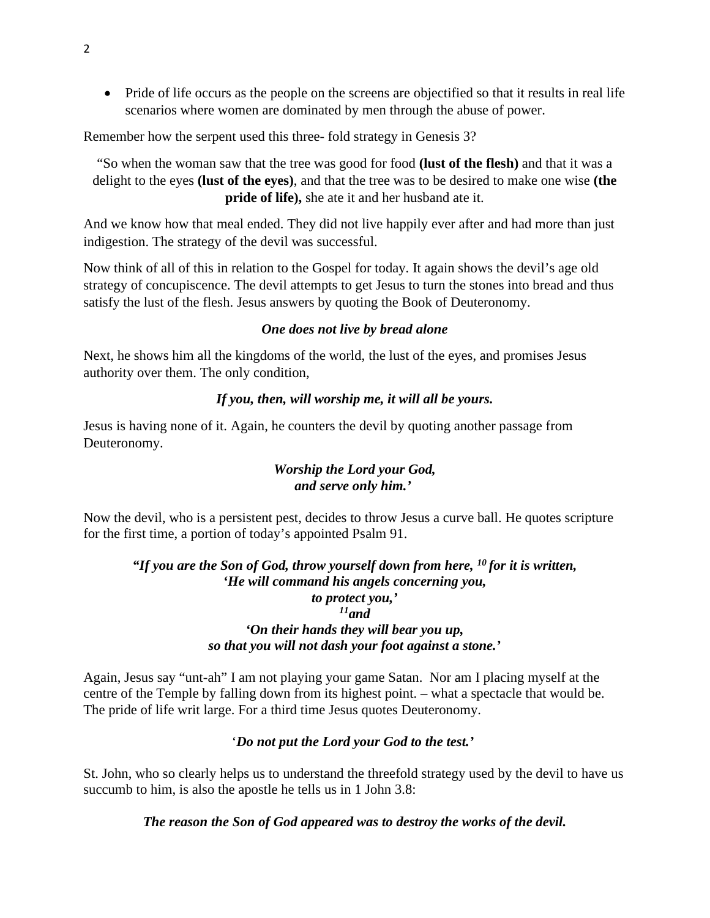- Pride of life occurs as the people on the screens are objectified so that it results in real life scenarios where women are dominated by men through the abuse of power.

Remember how the serpent used this three- fold strategy in Genesis 3?

"So when the woman saw that the tree was good for food **(lust of the flesh)** and that it was a delight to the eyes **(lust of the eyes)**, and that the tree was to be desired to make one wise **(the pride of life),** she ate it and her husband ate it.

And we know how that meal ended. They did not live happily ever after and had more than just indigestion. The strategy of the devil was successful.

Now think of all of this in relation to the Gospel for today. It again shows the devil's age old strategy of concupiscence. The devil attempts to get Jesus to turn the stones into bread and thus satisfy the lust of the flesh. Jesus answers by quoting the Book of Deuteronomy.

***One does not live by bread alone***

Next, he shows him all the kingdoms of the world, the lust of the eyes, and promises Jesus authority over them. The only condition,

***If you, then, will worship me, it will all be yours.***

Jesus is having none of it. Again, he counters the devil by quoting another passage from Deuteronomy.

***Worship the Lord your God,***
***and serve only him.'***

Now the devil, who is a persistent pest, decides to throw Jesus a curve ball. He quotes scripture for the first time, a portion of today's appointed Psalm 91.

***"If you are the Son of God, throw yourself down from here, [10] for it is written,***
***'He will command his angels concerning you,***
***to protect you,'***
***[11]and***
***'On their hands they will bear you up,***
***so that you will not dash your foot against a stone.'***

Again, Jesus say "unt-ah" I am not playing your game Satan. Nor am I placing myself at the centre of the Temple by falling down from its highest point. – what a spectacle that would be. The pride of life writ large. For a third time Jesus quotes Deuteronomy.

'***Do not put the Lord your God to the test.'***

St. John, who so clearly helps us to understand the threefold strategy used by the devil to have us succumb to him, is also the apostle he tells us in 1 John 3.8:

***The reason the Son of God appeared was to destroy the works of the devil.***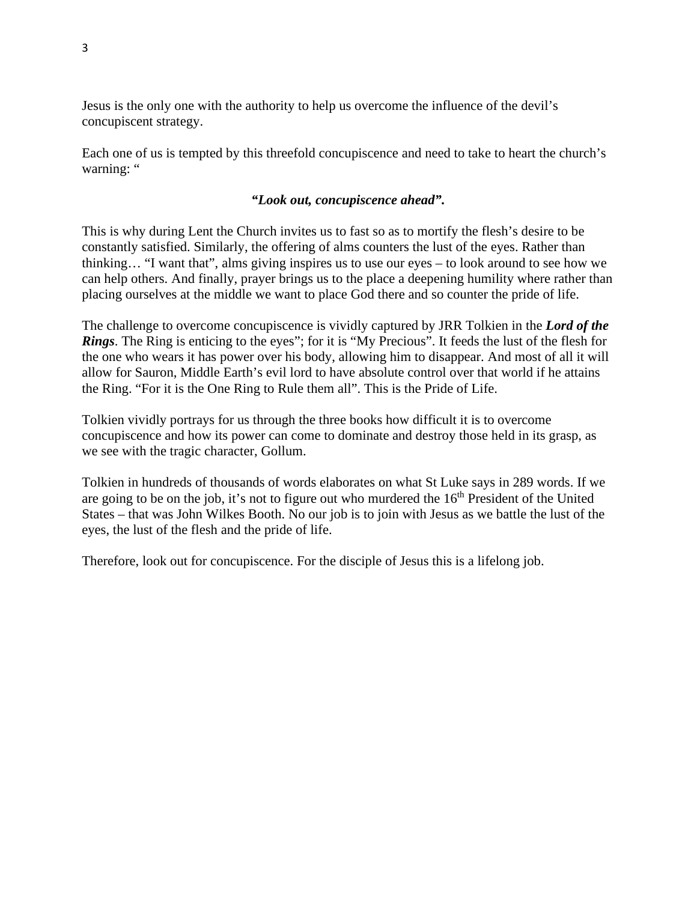Jesus is the only one with the authority to help us overcome the influence of the devil's concupiscent strategy.

Each one of us is tempted by this threefold concupiscence and need to take to heart the church's warning: "

***"Look out, concupiscence ahead".***

This is why during Lent the Church invites us to fast so as to mortify the flesh's desire to be constantly satisfied. Similarly, the offering of alms counters the lust of the eyes. Rather than thinking… "I want that", alms giving inspires us to use our eyes – to look around to see how we can help others. And finally, prayer brings us to the place a deepening humility where rather than placing ourselves at the middle we want to place God there and so counter the pride of life.

The challenge to overcome concupiscence is vividly captured by JRR Tolkien in the ***Lord of the Rings***. The Ring is enticing to the eyes"; for it is "My Precious". It feeds the lust of the flesh for the one who wears it has power over his body, allowing him to disappear. And most of all it will allow for Sauron, Middle Earth's evil lord to have absolute control over that world if he attains the Ring. "For it is the One Ring to Rule them all". This is the Pride of Life.

Tolkien vividly portrays for us through the three books how difficult it is to overcome concupiscence and how its power can come to dominate and destroy those held in its grasp, as we see with the tragic character, Gollum.

Tolkien in hundreds of thousands of words elaborates on what St Luke says in 289 words. If we are going to be on the job, it's not to figure out who murdered the 16th President of the United States – that was John Wilkes Booth. No our job is to join with Jesus as we battle the lust of the eyes, the lust of the flesh and the pride of life.

Therefore, look out for concupiscence. For the disciple of Jesus this is a lifelong job.